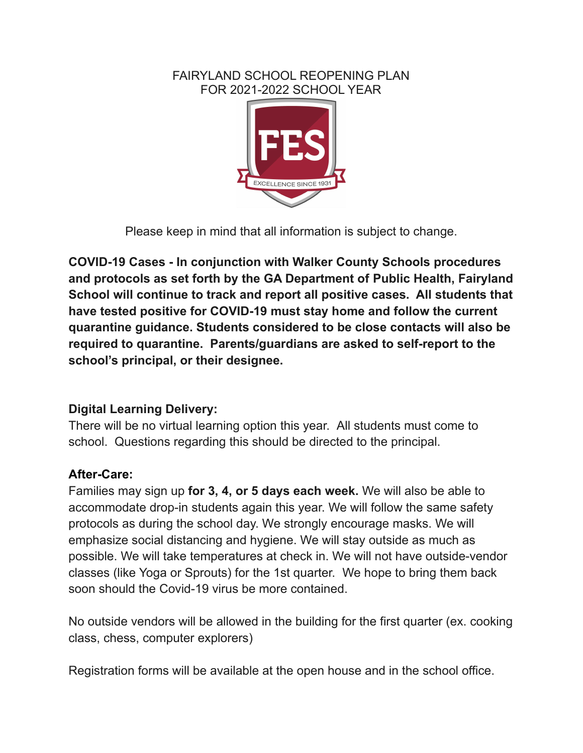# FAIRYLAND SCHOOL REOPENING PLAN FOR 2021-2022 SCHOOL YEAR

Please keep in mind that all information is subject to change.

**COVID-19 Cases - In conjunction with Walker County Schools procedures and protocols as set forth by the GA Department of Public Health, Fairyland School will continue to track and report all positive cases. All students that have tested positive for COVID-19 must stay home and follow the current quarantine guidance. Students considered to be close contacts will also be required to quarantine. Parents/guardians are asked to self-report to the school's principal, or their designee.**

**Digital Learning Delivery:**
There will be no virtual learning option this year. All students must come to school. Questions regarding this should be directed to the principal.

**After-Care:**
Families may sign up **for 3, 4, or 5 days each week.** We will also be able to accommodate drop-in students again this year. We will follow the same safety protocols as during the school day. We strongly encourage masks. We will emphasize social distancing and hygiene. We will stay outside as much as possible. We will take temperatures at check in. We will not have outside-vendor classes (like Yoga or Sprouts) for the 1st quarter. We hope to bring them back soon should the Covid-19 virus be more contained.

No outside vendors will be allowed in the building for the first quarter (ex. cooking class, chess, computer explorers)

Registration forms will be available at the open house and in the school office.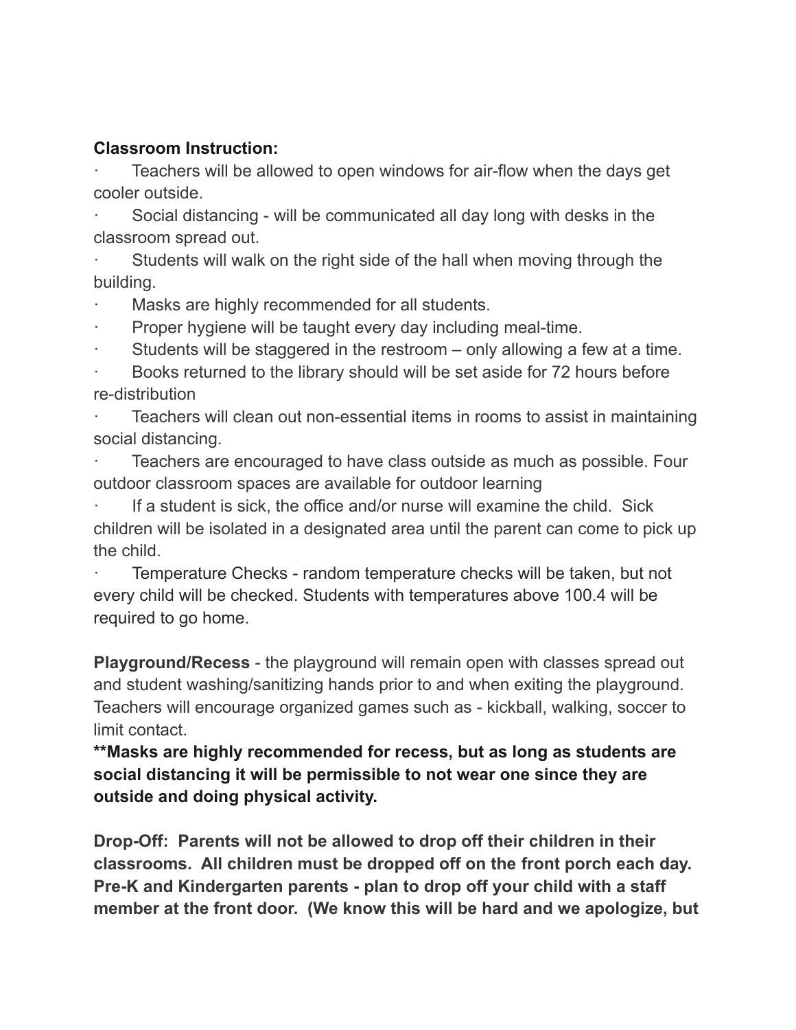**Classroom Instruction:**

- Teachers will be allowed to open windows for air-flow when the days get cooler outside.
- Social distancing - will be communicated all day long with desks in the classroom spread out.
- Students will walk on the right side of the hall when moving through the building.
- Masks are highly recommended for all students.
- Proper hygiene will be taught every day including meal-time.
- Students will be staggered in the restroom – only allowing a few at a time.
- Books returned to the library should will be set aside for 72 hours before re-distribution
- Teachers will clean out non-essential items in rooms to assist in maintaining social distancing.
- Teachers are encouraged to have class outside as much as possible. Four outdoor classroom spaces are available for outdoor learning
- If a student is sick, the office and/or nurse will examine the child. Sick children will be isolated in a designated area until the parent can come to pick up the child.
- Temperature Checks - random temperature checks will be taken, but not every child will be checked. Students with temperatures above 100.4 will be required to go home.

**Playground/Recess** - the playground will remain open with classes spread out and student washing/sanitizing hands prior to and when exiting the playground. Teachers will encourage organized games such as - kickball, walking, soccer to limit contact.

**\*\*Masks are highly recommended for recess, but as long as students are social distancing it will be permissible to not wear one since they are outside and doing physical activity.**

**Drop-Off: Parents will not be allowed to drop off their children in their classrooms. All children must be dropped off on the front porch each day. Pre-K and Kindergarten parents - plan to drop off your child with a staff member at the front door. (We know this will be hard and we apologize, but**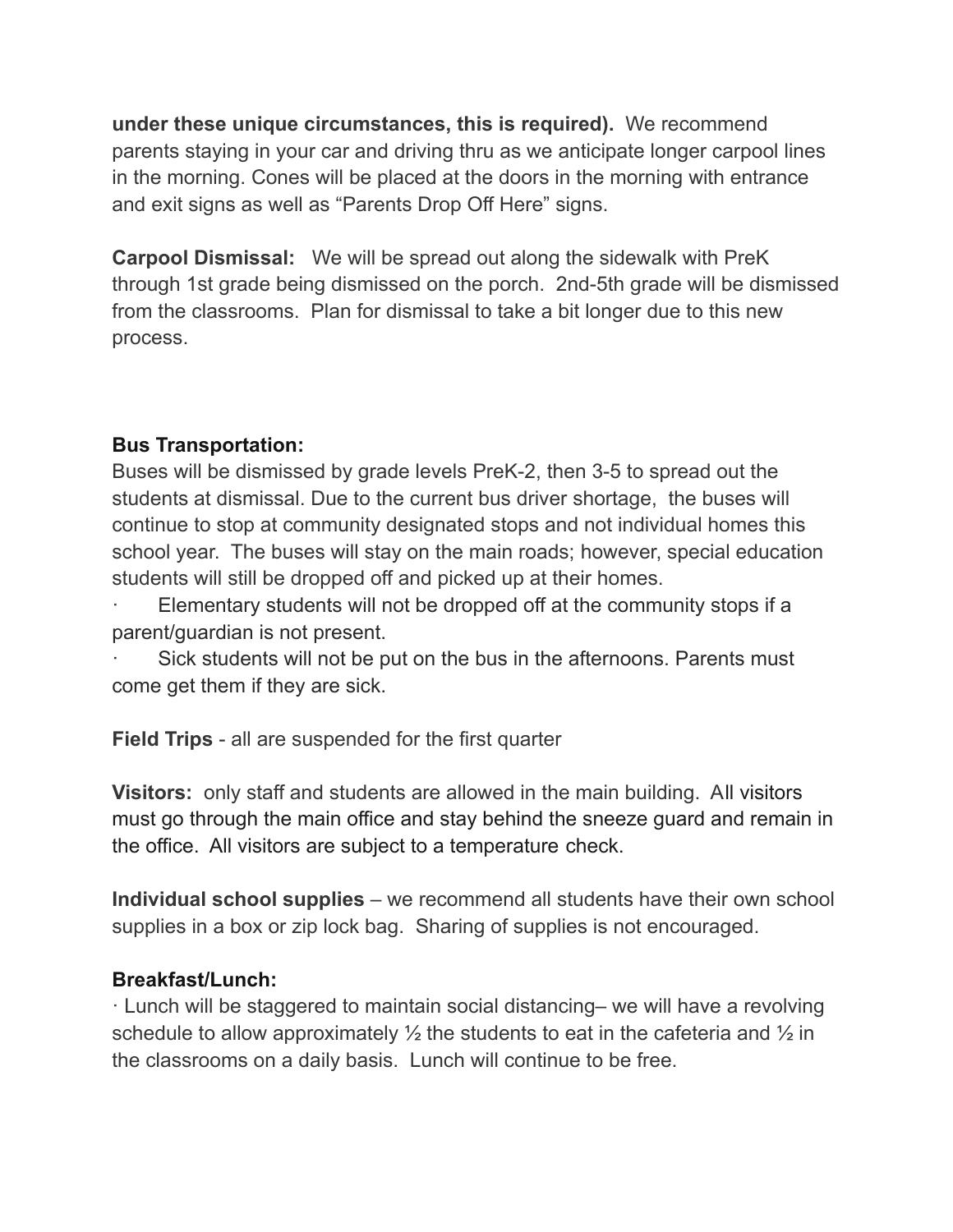**under these unique circumstances, this is required).** We recommend parents staying in your car and driving thru as we anticipate longer carpool lines in the morning. Cones will be placed at the doors in the morning with entrance and exit signs as well as “Parents Drop Off Here” signs.

**Carpool Dismissal:** We will be spread out along the sidewalk with PreK through 1st grade being dismissed on the porch. 2nd-5th grade will be dismissed from the classrooms. Plan for dismissal to take a bit longer due to this new process.

**Bus Transportation:**
Buses will be dismissed by grade levels PreK-2, then 3-5 to spread out the students at dismissal. Due to the current bus driver shortage, the buses will continue to stop at community designated stops and not individual homes this school year. The buses will stay on the main roads; however, special education students will still be dropped off and picked up at their homes.

- Elementary students will not be dropped off at the community stops if a parent/guardian is not present.
- Sick students will not be put on the bus in the afternoons. Parents must come get them if they are sick.

**Field Trips** - all are suspended for the first quarter

**Visitors:** only staff and students are allowed in the main building. All visitors must go through the main office and stay behind the sneeze guard and remain in the office. All visitors are subject to a temperature check.

**Individual school supplies** – we recommend all students have their own school supplies in a box or zip lock bag. Sharing of supplies is not encouraged.

**Breakfast/Lunch:**

- Lunch will be staggered to maintain social distancing– we will have a revolving schedule to allow approximately ½ the students to eat in the cafeteria and ½ in the classrooms on a daily basis. Lunch will continue to be free.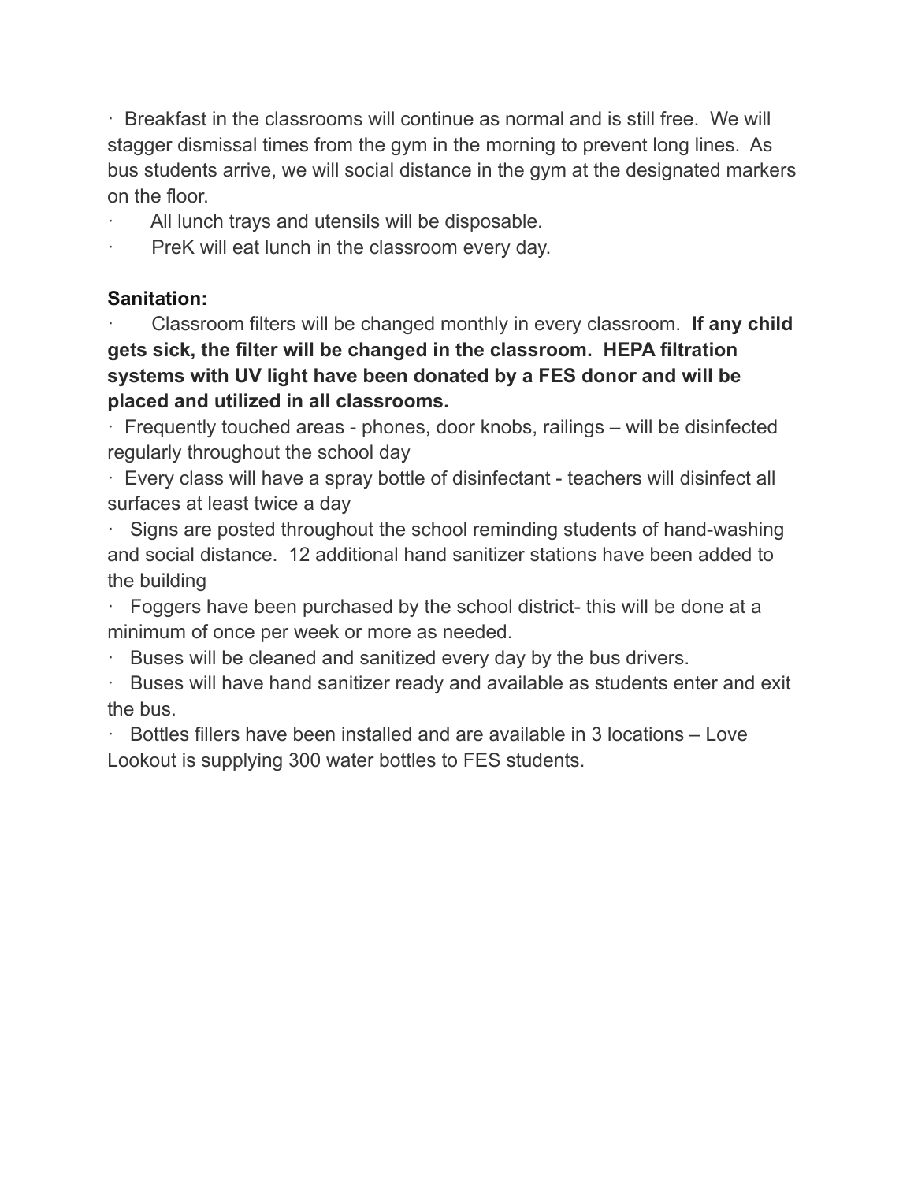- Breakfast in the classrooms will continue as normal and is still free. We will stagger dismissal times from the gym in the morning to prevent long lines. As bus students arrive, we will social distance in the gym at the designated markers on the floor.
- All lunch trays and utensils will be disposable.
- PreK will eat lunch in the classroom every day.

**Sanitation:**

- Classroom filters will be changed monthly in every classroom. **If any child gets sick, the filter will be changed in the classroom. HEPA filtration systems with UV light have been donated by a FES donor and will be placed and utilized in all classrooms.**
- Frequently touched areas - phones, door knobs, railings – will be disinfected regularly throughout the school day
- Every class will have a spray bottle of disinfectant - teachers will disinfect all surfaces at least twice a day
- Signs are posted throughout the school reminding students of hand-washing and social distance. 12 additional hand sanitizer stations have been added to the building
- Foggers have been purchased by the school district- this will be done at a minimum of once per week or more as needed.
- Buses will be cleaned and sanitized every day by the bus drivers.
- Buses will have hand sanitizer ready and available as students enter and exit the bus.
- Bottles fillers have been installed and are available in 3 locations – Love Lookout is supplying 300 water bottles to FES students.